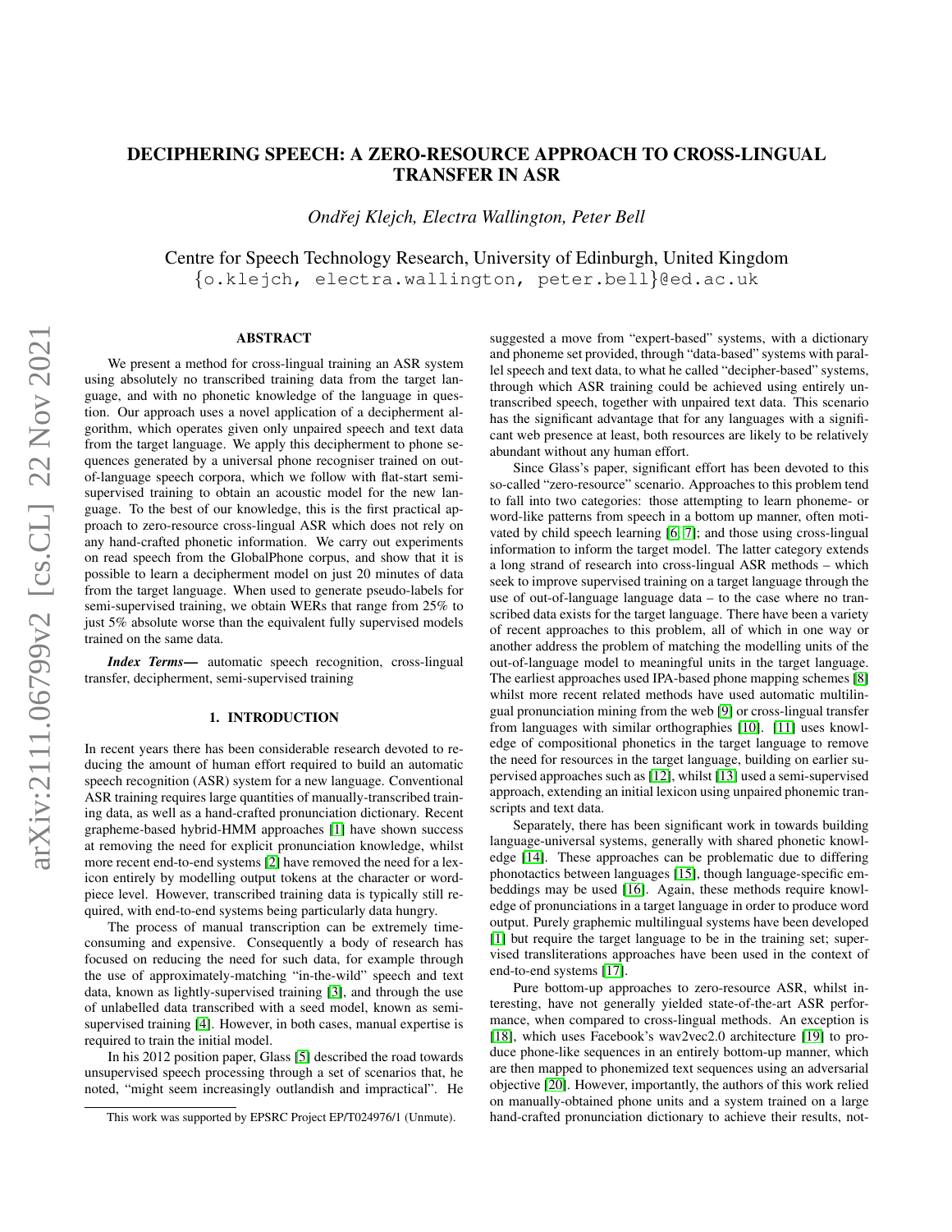# DECIPHERING SPEECH: A ZERO-RESOURCE APPROACH TO CROSS-LINGUAL TRANSFER IN ASR

*Ondřej Klejch, Electra Wallington, Peter Bell*

Centre for Speech Technology Research, University of Edinburgh, United Kingdom
{o.klejch, electra.wallington, peter.bell}@ed.ac.uk

## ABSTRACT

We present a method for cross-lingual training an ASR system using absolutely no transcribed training data from the target language, and with no phonetic knowledge of the language in question. Our approach uses a novel application of a decipherment algorithm, which operates given only unpaired speech and text data from the target language. We apply this decipherment to phone sequences generated by a universal phone recogniser trained on out-of-language speech corpora, which we follow with flat-start semi-supervised training to obtain an acoustic model for the new language. To the best of our knowledge, this is the first practical approach to zero-resource cross-lingual ASR which does not rely on any hand-crafted phonetic information. We carry out experiments on read speech from the GlobalPhone corpus, and show that it is possible to learn a decipherment model on just 20 minutes of data from the target language. When used to generate pseudo-labels for semi-supervised training, we obtain WERs that range from 25% to just 5% absolute worse than the equivalent fully supervised models trained on the same data.

***Index Terms*—** automatic speech recognition, cross-lingual transfer, decipherment, semi-supervised training

## 1. INTRODUCTION

In recent years there has been considerable research devoted to reducing the amount of human effort required to build an automatic speech recognition (ASR) system for a new language. Conventional ASR training requires large quantities of manually-transcribed training data, as well as a hand-crafted pronunciation dictionary. Recent grapheme-based hybrid-HMM approaches [1] have shown success at removing the need for explicit pronunciation knowledge, whilst more recent end-to-end systems [2] have removed the need for a lexicon entirely by modelling output tokens at the character or word-piece level. However, transcribed training data is typically still required, with end-to-end systems being particularly data hungry.

The process of manual transcription can be extremely time-consuming and expensive. Consequently a body of research has focused on reducing the need for such data, for example through the use of approximately-matching "in-the-wild" speech and text data, known as lightly-supervised training [3], and through the use of unlabelled data transcribed with a seed model, known as semi-supervised training [4]. However, in both cases, manual expertise is required to train the initial model.

In his 2012 position paper, Glass [5] described the road towards unsupervised speech processing through a set of scenarios that, he noted, "might seem increasingly outlandish and impractical". He suggested a move from "expert-based" systems, with a dictionary and phoneme set provided, through "data-based" systems with parallel speech and text data, to what he called "decipher-based" systems, through which ASR training could be achieved using entirely untranscribed speech, together with unpaired text data. This scenario has the significant advantage that for any languages with a significant web presence at least, both resources are likely to be relatively abundant without any human effort.

Since Glass's paper, significant effort has been devoted to this so-called "zero-resource" scenario. Approaches to this problem tend to fall into two categories: those attempting to learn phoneme- or word-like patterns from speech in a bottom up manner, often motivated by child speech learning [6, 7]; and those using cross-lingual information to inform the target model. The latter category extends a long strand of research into cross-lingual ASR methods – which seek to improve supervised training on a target language through the use of out-of-language language data – to the case where no transcribed data exists for the target language. There have been a variety of recent approaches to this problem, all of which in one way or another address the problem of matching the modelling units of the out-of-language model to meaningful units in the target language. The earliest approaches used IPA-based phone mapping schemes [8] whilst more recent related methods have used automatic multilingual pronunciation mining from the web [9] or cross-lingual transfer from languages with similar orthographies [10]. [11] uses knowledge of compositional phonetics in the target language to remove the need for resources in the target language, building on earlier supervised approaches such as [12], whilst [13] used a semi-supervised approach, extending an initial lexicon using unpaired phonemic transcripts and text data.

Separately, there has been significant work in towards building language-universal systems, generally with shared phonetic knowledge [14]. These approaches can be problematic due to differing phonotactics between languages [15], though language-specific embeddings may be used [16]. Again, these methods require knowledge of pronunciations in a target language in order to produce word output. Purely graphemic multilingual systems have been developed [1] but require the target language to be in the training set; supervised transliterations approaches have been used in the context of end-to-end systems [17].

Pure bottom-up approaches to zero-resource ASR, whilst interesting, have not generally yielded state-of-the-art ASR performance, when compared to cross-lingual methods. An exception is [18], which uses Facebook's wav2vec2.0 architecture [19] to produce phone-like sequences in an entirely bottom-up manner, which are then mapped to phonemized text sequences using an adversarial objective [20]. However, importantly, the authors of this work relied on manually-obtained phone units and a system trained on a large hand-crafted pronunciation dictionary to achieve their results, not-

This work was supported by EPSRC Project EP/T024976/1 (Unmute).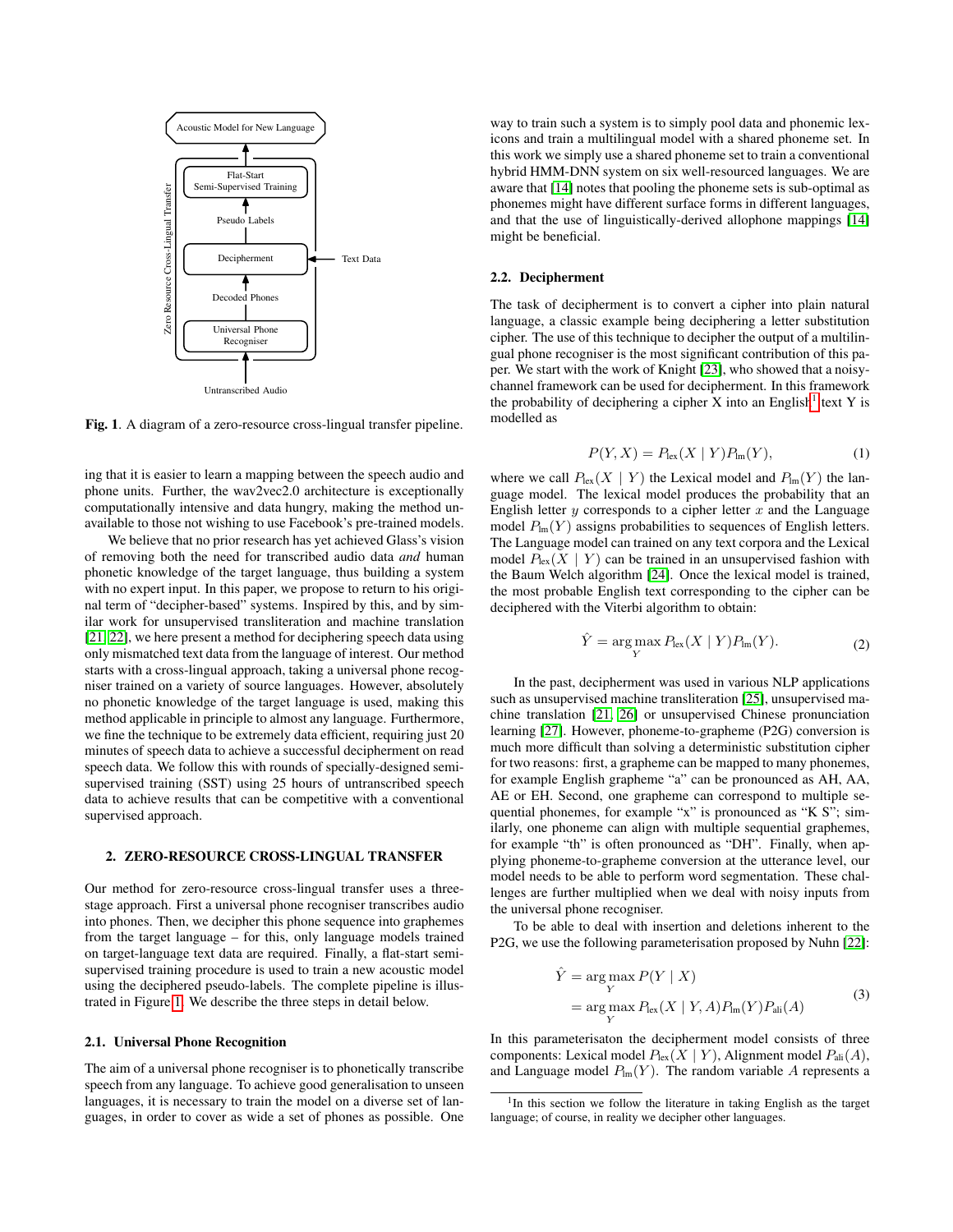Fig. 1. A diagram of a zero-resource cross-lingual transfer pipeline.

ing that it is easier to learn a mapping between the speech audio and phone units. Further, the wav2vec2.0 architecture is exceptionally computationally intensive and data hungry, making the method unavailable to those not wishing to use Facebook's pre-trained models.

We believe that no prior research has yet achieved Glass's vision of removing both the need for transcribed audio data *and* human phonetic knowledge of the target language, thus building a system with no expert input. In this paper, we propose to return to his original term of "decipher-based" systems. Inspired by this, and by similar work for unsupervised transliteration and machine translation [21, 22], we here present a method for deciphering speech data using only mismatched text data from the language of interest. Our method starts with a cross-lingual approach, taking a universal phone recogniser trained on a variety of source languages. However, absolutely no phonetic knowledge of the target language is used, making this method applicable in principle to almost any language. Furthermore, we fine the technique to be extremely data efficient, requiring just 20 minutes of speech data to achieve a successful decipherment on read speech data. We follow this with rounds of specially-designed semi-supervised training (SST) using 25 hours of untranscribed speech data to achieve results that can be competitive with a conventional supervised approach.

## 2. ZERO-RESOURCE CROSS-LINGUAL TRANSFER

Our method for zero-resource cross-lingual transfer uses a three-stage approach. First a universal phone recogniser transcribes audio into phones. Then, we decipher this phone sequence into graphemes from the target language – for this, only language models trained on target-language text data are required. Finally, a flat-start semi-supervised training procedure is used to train a new acoustic model using the deciphered pseudo-labels. The complete pipeline is illustrated in Figure 1. We describe the three steps in detail below.

### 2.1. Universal Phone Recognition

The aim of a universal phone recogniser is to phonetically transcribe speech from any language. To achieve good generalisation to unseen languages, it is necessary to train the model on a diverse set of languages, in order to cover as wide a set of phones as possible. One way to train such a system is to simply pool data and phonemic lexicons and train a multilingual model with a shared phoneme set. In this work we simply use a shared phoneme set to train a conventional hybrid HMM-DNN system on six well-resourced languages. We are aware that [14] notes that pooling the phoneme sets is sub-optimal as phonemes might have different surface forms in different languages, and that the use of linguistically-derived allophone mappings [14] might be beneficial.

### 2.2. Decipherment

The task of decipherment is to convert a cipher into plain natural language, a classic example being deciphering a letter substitution cipher. The use of this technique to decipher the output of a multilingual phone recogniser is the most significant contribution of this paper. We start with the work of Knight [23], who showed that a noisy-channel framework can be used for decipherment. In this framework the probability of deciphering a cipher X into an English[1] text Y is modelled as

$$P(Y, X) = P_{\text{lex}}(X \mid Y) P_{\text{lm}}(Y), \tag{1}$$

where we call $P_{\text{lex}}(X \mid Y)$ the Lexical model and $P_{\text{lm}}(Y)$ the language model. The lexical model produces the probability that an English letter $y$ corresponds to a cipher letter $x$ and the Language model $P_{\text{lm}}(Y)$ assigns probabilities to sequences of English letters. The Language model can trained on any text corpora and the Lexical model $P_{\text{lex}}(X \mid Y)$ can be trained in an unsupervised fashion with the Baum Welch algorithm [24]. Once the lexical model is trained, the most probable English text corresponding to the cipher can be deciphered with the Viterbi algorithm to obtain:

$$\hat{Y} = \arg\max_{Y} P_{\text{lex}}(X \mid Y) P_{\text{lm}}(Y). \tag{2}$$

In the past, decipherment was used in various NLP applications such as unsupervised machine transliteration [25], unsupervised machine translation [21, 26] or unsupervised Chinese pronunciation learning [27]. However, phoneme-to-grapheme (P2G) conversion is much more difficult than solving a deterministic substitution cipher for two reasons: first, a grapheme can be mapped to many phonemes, for example English grapheme "a" can be pronounced as AH, AA, AE or EH. Second, one grapheme can correspond to multiple sequential phonemes, for example "x" is pronounced as "K S"; similarly, one phoneme can align with multiple sequential graphemes, for example "th" is often pronounced as "DH". Finally, when applying phoneme-to-grapheme conversion at the utterance level, our model needs to be able to perform word segmentation. These challenges are further multiplied when we deal with noisy inputs from the universal phone recogniser.

To be able to deal with insertion and deletions inherent to the P2G, we use the following parameterisation proposed by Nuhn [22]:

$$\begin{aligned}
\hat{Y} &= \arg\max_{Y} P(Y \mid X) \\
&= \arg\max_{Y} P_{\text{lex}}(X \mid Y, A) P_{\text{lm}}(Y) P_{\text{ali}}(A)
\end{aligned} \tag{3}$$

In this parameterisaton the decipherment model consists of three components: Lexical model $P_{\text{lex}}(X \mid Y)$, Alignment model $P_{\text{ali}}(A)$, and Language model $P_{\text{lm}}(Y)$. The random variable $A$ represents a

[1] In this section we follow the literature in taking English as the target language; of course, in reality we decipher other languages.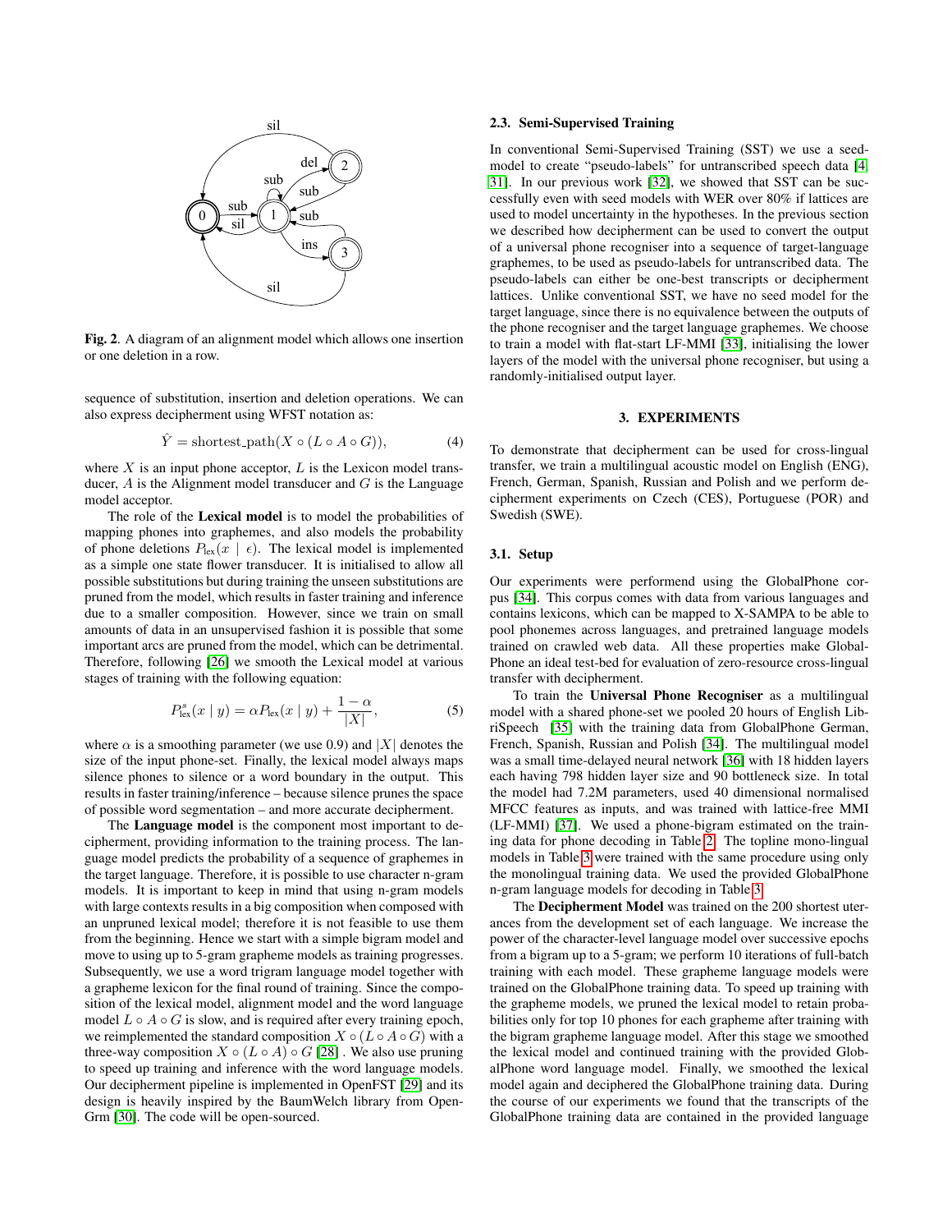Fig. 2. A diagram of an alignment model which allows one insertion or one deletion in a row.

sequence of substitution, insertion and deletion operations. We can also express decipherment using WFST notation as:

$$\hat{Y} = \text{shortest\_path}(X \circ (L \circ A \circ G)), \quad (4)$$

where $X$ is an input phone acceptor, $L$ is the Lexicon model transducer, $A$ is the Alignment model transducer and $G$ is the Language model acceptor.

The role of the **Lexical model** is to model the probabilities of mapping phones into graphemes, and also models the probability of phone deletions $P_{\text{lex}}(x \mid \epsilon)$. The lexical model is implemented as a simple one state flower transducer. It is initialised to allow all possible substitutions but during training the unseen substitutions are pruned from the model, which results in faster training and inference due to a smaller composition. However, since we train on small amounts of data in an unsupervised fashion it is possible that some important arcs are pruned from the model, which can be detrimental. Therefore, following [26] we smooth the Lexical model at various stages of training with the following equation:

$$P^{s}_{\text{lex}}(x \mid y) = \alpha P_{\text{lex}}(x \mid y) + \frac{1-\alpha}{|X|}, \quad (5)$$

where $\alpha$ is a smoothing parameter (we use 0.9) and $|X|$ denotes the size of the input phone-set. Finally, the lexical model always maps silence phones to silence or a word boundary in the output. This results in faster training/inference – because silence prunes the space of possible word segmentation – and more accurate decipherment.

The **Language model** is the component most important to decipherment, providing information to the training process. The language model predicts the probability of a sequence of graphemes in the target language. Therefore, it is possible to use character n-gram models. It is important to keep in mind that using n-gram models with large contexts results in a big composition when composed with an unpruned lexical model; therefore it is not feasible to use them from the beginning. Hence we start with a simple bigram model and move to using up to 5-gram grapheme models as training progresses. Subsequently, we use a word trigram language model together with a grapheme lexicon for the final round of training. Since the composition of the lexical model, alignment model and the word language model $L \circ A \circ G$ is slow, and is required after every training epoch, we reimplemented the standard composition $X \circ (L \circ A \circ G)$ with a three-way composition $X \circ (L \circ A) \circ G$ [28] . We also use pruning to speed up training and inference with the word language models. Our decipherment pipeline is implemented in OpenFST [29] and its design is heavily inspired by the BaumWelch library from OpenGrm [30]. The code will be open-sourced.

### 2.3. Semi-Supervised Training

In conventional Semi-Supervised Training (SST) we use a seed-model to create "pseudo-labels" for untranscribed speech data [4, 31]. In our previous work [32], we showed that SST can be successfully even with seed models with WER over 80% if lattices are used to model uncertainty in the hypotheses. In the previous section we described how decipherment can be used to convert the output of a universal phone recogniser into a sequence of target-language graphemes, to be used as pseudo-labels for untranscribed data. The pseudo-labels can either be one-best transcripts or decipherment lattices. Unlike conventional SST, we have no seed model for the target language, since there is no equivalence between the outputs of the phone recogniser and the target language graphemes. We choose to train a model with flat-start LF-MMI [33], initialising the lower layers of the model with the universal phone recogniser, but using a randomly-initialised output layer.

## 3. EXPERIMENTS

To demonstrate that decipherment can be used for cross-lingual transfer, we train a multilingual acoustic model on English (ENG), French, German, Spanish, Russian and Polish and we perform decipherment experiments on Czech (CES), Portuguese (POR) and Swedish (SWE).

### 3.1. Setup

Our experiments were performend using the GlobalPhone corpus [34]. This corpus comes with data from various languages and contains lexicons, which can be mapped to X-SAMPA to be able to pool phonemes across languages, and pretrained language models trained on crawled web data. All these properties make GlobalPhone an ideal test-bed for evaluation of zero-resource cross-lingual transfer with decipherment.

To train the **Universal Phone Recogniser** as a multilingual model with a shared phone-set we pooled 20 hours of English LibriSpeech [35] with the training data from GlobalPhone German, French, Spanish, Russian and Polish [34]. The multilingual model was a small time-delayed neural network [36] with 18 hidden layers each having 798 hidden layer size and 90 bottleneck size. In total the model had 7.2M parameters, used 40 dimensional normalised MFCC features as inputs, and was trained with lattice-free MMI (LF-MMI) [37]. We used a phone-bigram estimated on the training data for phone decoding in Table 2. The topline mono-lingual models in Table 3 were trained with the same procedure using only the monolingual training data. We used the provided GlobalPhone n-gram language models for decoding in Table 3.

The **Decipherment Model** was trained on the 200 shortest uterances from the development set of each language. We increase the power of the character-level language model over successive epochs from a bigram up to a 5-gram; we perform 10 iterations of full-batch training with each model. These grapheme language models were trained on the GlobalPhone training data. To speed up training with the grapheme models, we pruned the lexical model to retain probabilities only for top 10 phones for each grapheme after training with the bigram grapheme language model. After this stage we smoothed the lexical model and continued training with the provided GlobalPhone word language model. Finally, we smoothed the lexical model again and deciphered the GlobalPhone training data. During the course of our experiments we found that the transcripts of the GlobalPhone training data are contained in the provided language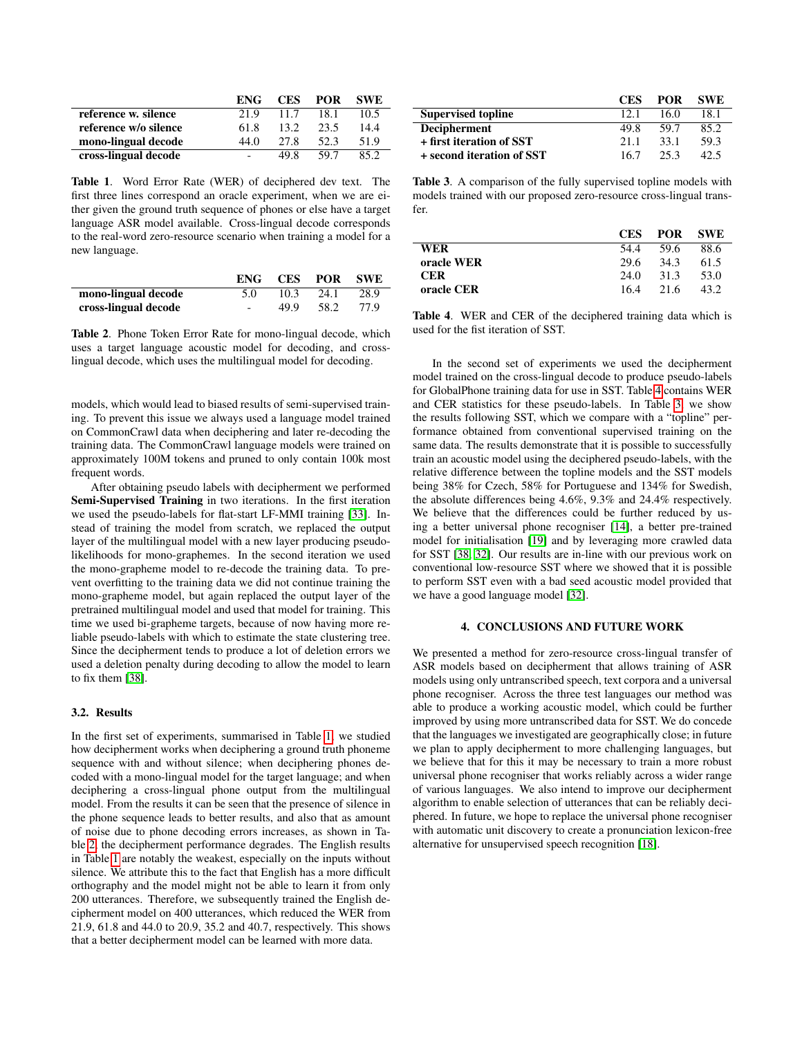|  | ENG | CES | POR | SWE |
|---|---|---|---|---|
| **reference w. silence** | 21.9 | 11.7 | 18.1 | 10.5 |
| **reference w/o silence** | 61.8 | 13.2 | 23.5 | 14.4 |
| **mono-lingual decode** | 44.0 | 27.8 | 52.3 | 51.9 |
| **cross-lingual decode** | - | 49.8 | 59.7 | 85.2 |

**Table 1**. Word Error Rate (WER) of deciphered dev text. The first three lines correspond an oracle experiment, when we are either given the ground truth sequence of phones or else have a target language ASR model available. Cross-lingual decode corresponds to the real-word zero-resource scenario when training a model for a new language.

|  | ENG | CES | POR | SWE |
|---|---|---|---|---|
| **mono-lingual decode** | 5.0 | 10.3 | 24.1 | 28.9 |
| **cross-lingual decode** | - | 49.9 | 58.2 | 77.9 |

**Table 2**. Phone Token Error Rate for mono-lingual decode, which uses a target language acoustic model for decoding, and cross-lingual decode, which uses the multilingual model for decoding.

models, which would lead to biased results of semi-supervised training. To prevent this issue we always used a language model trained on CommonCrawl data when deciphering and later re-decoding the training data. The CommonCrawl language models were trained on approximately 100M tokens and pruned to only contain 100k most frequent words.

After obtaining pseudo labels with decipherment we performed **Semi-Supervised Training** in two iterations. In the first iteration we used the pseudo-labels for flat-start LF-MMI training [33]. Instead of training the model from scratch, we replaced the output layer of the multilingual model with a new layer producing pseudo-likelihoods for mono-graphemes. In the second iteration we used the mono-grapheme model to re-decode the training data. To prevent overfitting to the training data we did not continue training the mono-grapheme model, but again replaced the output layer of the pretrained multilingual model and used that model for training. This time we used bi-grapheme targets, because of now having more reliable pseudo-labels with which to estimate the state clustering tree. Since the decipherment tends to produce a lot of deletion errors we used a deletion penalty during decoding to allow the model to learn to fix them [38].

### 3.2. Results

In the first set of experiments, summarised in Table 1, we studied how decipherment works when deciphering a ground truth phoneme sequence with and without silence; when deciphering phones decoded with a mono-lingual model for the target language; and when deciphering a cross-lingual phone output from the multilingual model. From the results it can be seen that the presence of silence in the phone sequence leads to better results, and also that as amount of noise due to phone decoding errors increases, as shown in Table 2, the decipherment performance degrades. The English results in Table 1 are notably the weakest, especially on the inputs without silence. We attribute this to the fact that English has a more difficult orthography and the model might not be able to learn it from only 200 utterances. Therefore, we subsequently trained the English decipherment model on 400 utterances, which reduced the WER from 21.9, 61.8 and 44.0 to 20.9, 35.2 and 40.7, respectively. This shows that a better decipherment model can be learned with more data.

|  | CES | POR | SWE |
|---|---|---|---|
| **Supervised topline** | 12.1 | 16.0 | 18.1 |
| **Decipherment** | 49.8 | 59.7 | 85.2 |
| **+ first iteration of SST** | 21.1 | 33.1 | 59.3 |
| **+ second iteration of SST** | 16.7 | 25.3 | 42.5 |

**Table 3**. A comparison of the fully supervised topline models with models trained with our proposed zero-resource cross-lingual transfer.

|  | CES | POR | SWE |
|---|---|---|---|
| **WER** | 54.4 | 59.6 | 88.6 |
| **oracle WER** | 29.6 | 34.3 | 61.5 |
| **CER** | 24.0 | 31.3 | 53.0 |
| **oracle CER** | 16.4 | 21.6 | 43.2 |

**Table 4**. WER and CER of the deciphered training data which is used for the fist iteration of SST.

In the second set of experiments we used the decipherment model trained on the cross-lingual decode to produce pseudo-labels for GlobalPhone training data for use in SST. Table 4 contains WER and CER statistics for these pseudo-labels. In Table 3, we show the results following SST, which we compare with a "topline" performance obtained from conventional supervised training on the same data. The results demonstrate that it is possible to successfully train an acoustic model using the deciphered pseudo-labels, with the relative difference between the topline models and the SST models being 38% for Czech, 58% for Portuguese and 134% for Swedish, the absolute differences being 4.6%, 9.3% and 24.4% respectively. We believe that the differences could be further reduced by using a better universal phone recogniser [14], a better pre-trained model for initialisation [19] and by leveraging more crawled data for SST [38, 32]. Our results are in-line with our previous work on conventional low-resource SST where we showed that it is possible to perform SST even with a bad seed acoustic model provided that we have a good language model [32].

## 4. CONCLUSIONS AND FUTURE WORK

We presented a method for zero-resource cross-lingual transfer of ASR models based on decipherment that allows training of ASR models using only untranscribed speech, text corpora and a universal phone recogniser. Across the three test languages our method was able to produce a working acoustic model, which could be further improved by using more untranscribed data for SST. We do concede that the languages we investigated are geographically close; in future we plan to apply decipherment to more challenging languages, but we believe that for this it may be necessary to train a more robust universal phone recogniser that works reliably across a wider range of various languages. We also intend to improve our decipherment algorithm to enable selection of utterances that can be reliably deciphered. In future, we hope to replace the universal phone recogniser with automatic unit discovery to create a pronunciation lexicon-free alternative for unsupervised speech recognition [18].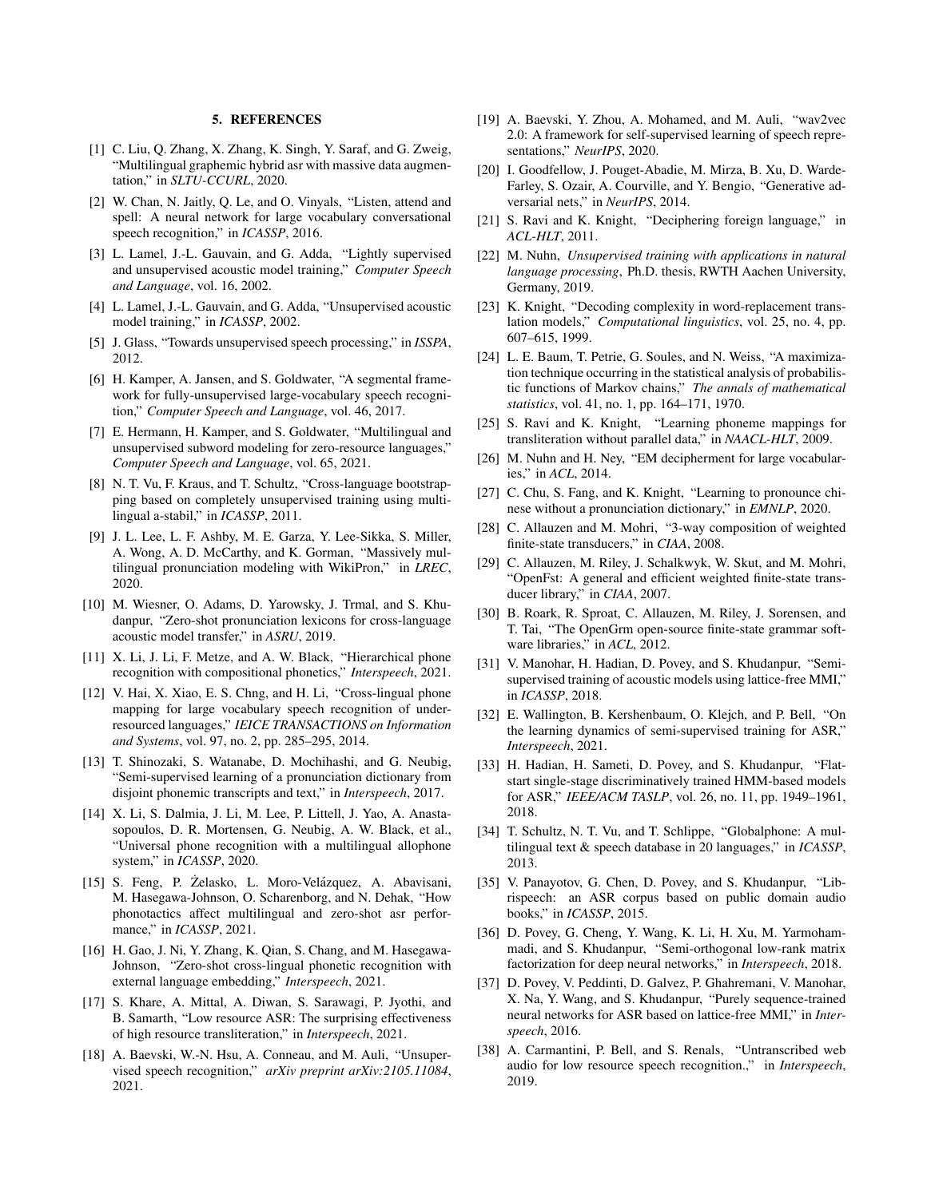# 5. REFERENCES

[1] C. Liu, Q. Zhang, X. Zhang, K. Singh, Y. Saraf, and G. Zweig, "Multilingual graphemic hybrid asr with massive data augmentation," in *SLTU-CCURL*, 2020.

[2] W. Chan, N. Jaitly, Q. Le, and O. Vinyals, "Listen, attend and spell: A neural network for large vocabulary conversational speech recognition," in *ICASSP*, 2016.

[3] L. Lamel, J.-L. Gauvain, and G. Adda, "Lightly supervised and unsupervised acoustic model training," *Computer Speech and Language*, vol. 16, 2002.

[4] L. Lamel, J.-L. Gauvain, and G. Adda, "Unsupervised acoustic model training," in *ICASSP*, 2002.

[5] J. Glass, "Towards unsupervised speech processing," in *ISSPA*, 2012.

[6] H. Kamper, A. Jansen, and S. Goldwater, "A segmental framework for fully-unsupervised large-vocabulary speech recognition," *Computer Speech and Language*, vol. 46, 2017.

[7] E. Hermann, H. Kamper, and S. Goldwater, "Multilingual and unsupervised subword modeling for zero-resource languages," *Computer Speech and Language*, vol. 65, 2021.

[8] N. T. Vu, F. Kraus, and T. Schultz, "Cross-language bootstrapping based on completely unsupervised training using multilingual a-stabil," in *ICASSP*, 2011.

[9] J. L. Lee, L. F. Ashby, M. E. Garza, Y. Lee-Sikka, S. Miller, A. Wong, A. D. McCarthy, and K. Gorman, "Massively multilingual pronunciation modeling with WikiPron," in *LREC*, 2020.

[10] M. Wiesner, O. Adams, D. Yarowsky, J. Trmal, and S. Khudanpur, "Zero-shot pronunciation lexicons for cross-language acoustic model transfer," in *ASRU*, 2019.

[11] X. Li, J. Li, F. Metze, and A. W. Black, "Hierarchical phone recognition with compositional phonetics," *Interspeech*, 2021.

[12] V. Hai, X. Xiao, E. S. Chng, and H. Li, "Cross-lingual phone mapping for large vocabulary speech recognition of under-resourced languages," *IEICE TRANSACTIONS on Information and Systems*, vol. 97, no. 2, pp. 285–295, 2014.

[13] T. Shinozaki, S. Watanabe, D. Mochihashi, and G. Neubig, "Semi-supervised learning of a pronunciation dictionary from disjoint phonemic transcripts and text," in *Interspeech*, 2017.

[14] X. Li, S. Dalmia, J. Li, M. Lee, P. Littell, J. Yao, A. Anastasopoulos, D. R. Mortensen, G. Neubig, A. W. Black, et al., "Universal phone recognition with a multilingual allophone system," in *ICASSP*, 2020.

[15] S. Feng, P. Żelasko, L. Moro-Velázquez, A. Abavisani, M. Hasegawa-Johnson, O. Scharenborg, and N. Dehak, "How phonotactics affect multilingual and zero-shot asr performance," in *ICASSP*, 2021.

[16] H. Gao, J. Ni, Y. Zhang, K. Qian, S. Chang, and M. Hasegawa-Johnson, "Zero-shot cross-lingual phonetic recognition with external language embedding," *Interspeech*, 2021.

[17] S. Khare, A. Mittal, A. Diwan, S. Sarawagi, P. Jyothi, and B. Samarth, "Low resource ASR: The surprising effectiveness of high resource transliteration," in *Interspeech*, 2021.

[18] A. Baevski, W.-N. Hsu, A. Conneau, and M. Auli, "Unsupervised speech recognition," *arXiv preprint arXiv:2105.11084*, 2021.

[19] A. Baevski, Y. Zhou, A. Mohamed, and M. Auli, "wav2vec 2.0: A framework for self-supervised learning of speech representations," *NeurIPS*, 2020.

[20] I. Goodfellow, J. Pouget-Abadie, M. Mirza, B. Xu, D. Warde-Farley, S. Ozair, A. Courville, and Y. Bengio, "Generative adversarial nets," in *NeurIPS*, 2014.

[21] S. Ravi and K. Knight, "Deciphering foreign language," in *ACL-HLT*, 2011.

[22] M. Nuhn, *Unsupervised training with applications in natural language processing*, Ph.D. thesis, RWTH Aachen University, Germany, 2019.

[23] K. Knight, "Decoding complexity in word-replacement translation models," *Computational linguistics*, vol. 25, no. 4, pp. 607–615, 1999.

[24] L. E. Baum, T. Petrie, G. Soules, and N. Weiss, "A maximization technique occurring in the statistical analysis of probabilistic functions of Markov chains," *The annals of mathematical statistics*, vol. 41, no. 1, pp. 164–171, 1970.

[25] S. Ravi and K. Knight, "Learning phoneme mappings for transliteration without parallel data," in *NAACL-HLT*, 2009.

[26] M. Nuhn and H. Ney, "EM decipherment for large vocabularies," in *ACL*, 2014.

[27] C. Chu, S. Fang, and K. Knight, "Learning to pronounce chinese without a pronunciation dictionary," in *EMNLP*, 2020.

[28] C. Allauzen and M. Mohri, "3-way composition of weighted finite-state transducers," in *CIAA*, 2008.

[29] C. Allauzen, M. Riley, J. Schalkwyk, W. Skut, and M. Mohri, "OpenFst: A general and efficient weighted finite-state transducer library," in *CIAA*, 2007.

[30] B. Roark, R. Sproat, C. Allauzen, M. Riley, J. Sorensen, and T. Tai, "The OpenGrm open-source finite-state grammar software libraries," in *ACL*, 2012.

[31] V. Manohar, H. Hadian, D. Povey, and S. Khudanpur, "Semi-supervised training of acoustic models using lattice-free MMI," in *ICASSP*, 2018.

[32] E. Wallington, B. Kershenbaum, O. Klejch, and P. Bell, "On the learning dynamics of semi-supervised training for ASR," *Interspeech*, 2021.

[33] H. Hadian, H. Sameti, D. Povey, and S. Khudanpur, "Flat-start single-stage discriminatively trained HMM-based models for ASR," *IEEE/ACM TASLP*, vol. 26, no. 11, pp. 1949–1961, 2018.

[34] T. Schultz, N. T. Vu, and T. Schlippe, "Globalphone: A multilingual text & speech database in 20 languages," in *ICASSP*, 2013.

[35] V. Panayotov, G. Chen, D. Povey, and S. Khudanpur, "Librispeech: an ASR corpus based on public domain audio books," in *ICASSP*, 2015.

[36] D. Povey, G. Cheng, Y. Wang, K. Li, H. Xu, M. Yarmohammadi, and S. Khudanpur, "Semi-orthogonal low-rank matrix factorization for deep neural networks," in *Interspeech*, 2018.

[37] D. Povey, V. Peddinti, D. Galvez, P. Ghahremani, V. Manohar, X. Na, Y. Wang, and S. Khudanpur, "Purely sequence-trained neural networks for ASR based on lattice-free MMI," in *Interspeech*, 2016.

[38] A. Carmantini, P. Bell, and S. Renals, "Untranscribed web audio for low resource speech recognition.," in *Interspeech*, 2019.